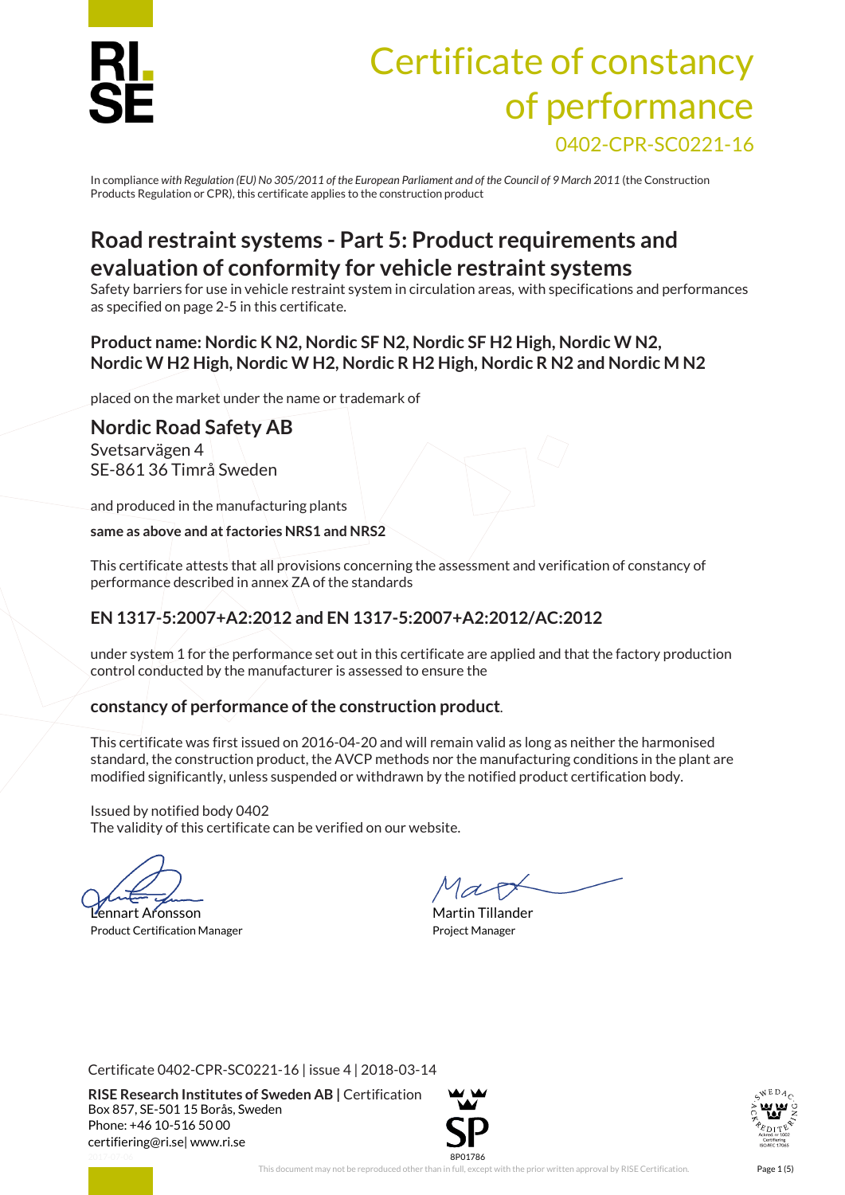# Certificate of constancy of performance

0402-CPR-SC0221-16

In compliance *with Regulation (EU) No 305/2011 of the European Parliament and of the Council of 9 March 2011* (the Construction Products Regulation or CPR), this certificate applies to the construction product

## Road restraint systems - Part 5: Product requirements and evaluation of conformity for vehicle restraint systems

Safety barriers for use in vehicle restraint system in circulation areas, with specifications and performances as specified on page 2-5 in this certificate.

### Product name: Nordic K N2, Nordic SF N2, Nordic SF H2 High, Nordic W N2, Nordic W H2 High, Nordic W H2, Nordic R H2 High, Nordic R N2 and Nordic M N2

placed on the market under the name or trademark of

## Nordic Road Safety AB

Svetsarvägen 4
SE-861 36 Timrå Sweden

and produced in the manufacturing plants

**same as above and at factories NRS1 and NRS2**

This certificate attests that all provisions concerning the assessment and verification of constancy of performance described in annex ZA of the standards

### EN 1317-5:2007+A2:2012 and EN 1317-5:2007+A2:2012/AC:2012

under system 1 for the performance set out in this certificate are applied and that the factory production control conducted by the manufacturer is assessed to ensure the

### constancy of performance of the construction product.

This certificate was first issued on 2016-04-20 and will remain valid as long as neither the harmonised standard, the construction product, the AVCP methods nor the manufacturing conditions in the plant are modified significantly, unless suspended or withdrawn by the notified product certification body.

Issued by notified body 0402
The validity of this certificate can be verified on our website.

Lennart Aronsson
Product Certification Manager

Martin Tillander
Project Manager

Certificate 0402-CPR-SC0221-16 | issue 4 | 2018-03-14

**RISE Research Institutes of Sweden AB** | Certification
Box 857, SE-501 15 Borås, Sweden
Phone: +46 10-516 50 00
certifiering@ri.se| www.ri.se

This document may not be reproduced other than in full, except with the prior written approval by RISE Certification.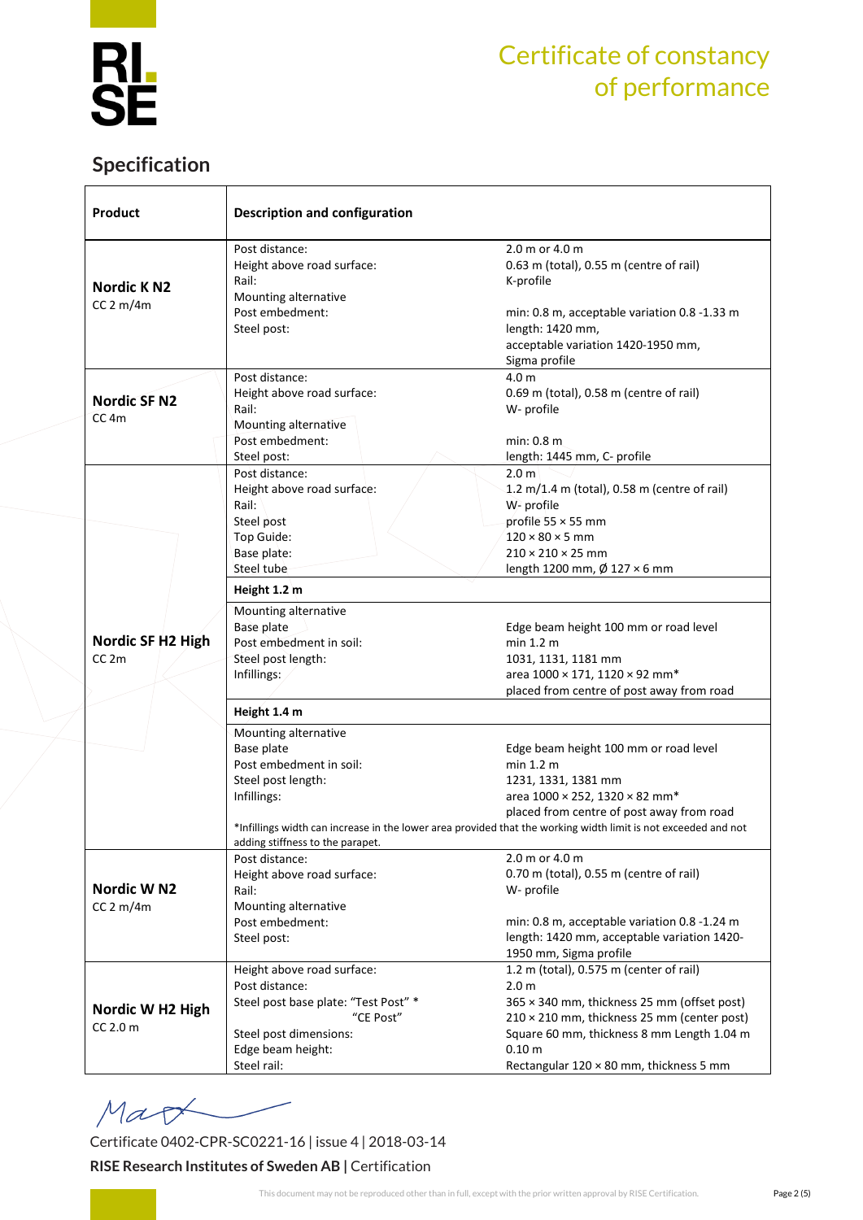# Certificate of constancy of performance

## Specification

<table>
<tr><th>Product</th><th colspan="2">Description and configuration</th></tr>
<tr><td><strong>Nordic K N2</strong><br>CC 2 m/4m</td><td>Post distance:<br>Height above road surface:<br>Rail:<br>Mounting alternative<br>Post embedment:<br>Steel post:</td><td>2.0 m or 4.0 m<br>0.63 m (total), 0.55 m (centre of rail)<br>K-profile<br><br>min: 0.8 m, acceptable variation 0.8 -1.33 m<br>length: 1420 mm,<br>acceptable variation 1420-1950 mm,<br>Sigma profile</td></tr>
<tr><td><strong>Nordic SF N2</strong><br>CC 4m</td><td>Post distance:<br>Height above road surface:<br>Rail:<br>Mounting alternative<br>Post embedment:<br>Steel post:</td><td>4.0 m<br>0.69 m (total), 0.58 m (centre of rail)<br>W- profile<br><br>min: 0.8 m<br>length: 1445 mm, C- profile</td></tr>
<tr><td rowspan="5"><strong>Nordic SF H2 High</strong><br>CC 2m</td><td>Post distance:<br>Height above road surface:<br>Rail:<br>Steel post<br>Top Guide:<br>Base plate:<br>Steel tube</td><td>2.0 m<br>1.2 m/1.4 m (total), 0.58 m (centre of rail)<br>W- profile<br>profile 55 × 55 mm<br>120 × 80 × 5 mm<br>210 × 210 × 25 mm<br>length 1200 mm, Ø 127 × 6 mm</td></tr>
<tr><td colspan="2"><strong>Height 1.2 m</strong></td></tr>
<tr><td>Mounting alternative<br>Base plate<br>Post embedment in soil:<br>Steel post length:<br>Infillings:</td><td><br>Edge beam height 100 mm or road level<br>min 1.2 m<br>1031, 1131, 1181 mm<br>area 1000 × 171, 1120 × 92 mm*<br>placed from centre of post away from road</td></tr>
<tr><td colspan="2"><strong>Height 1.4 m</strong></td></tr>
<tr><td colspan="2">Mounting alternative<br>Base plate: Edge beam height 100 mm or road level<br>Post embedment in soil: min 1.2 m<br>Steel post length: 1231, 1331, 1381 mm<br>Infillings: area 1000 × 252, 1320 × 82 mm*, placed from centre of post away from road<br>*Infillings width can increase in the lower area provided that the working width limit is not exceeded and not adding stiffness to the parapet.</td></tr>
<tr><td><strong>Nordic W N2</strong><br>CC 2 m/4m</td><td>Post distance:<br>Height above road surface:<br>Rail:<br>Mounting alternative<br>Post embedment:<br>Steel post:</td><td>2.0 m or 4.0 m<br>0.70 m (total), 0.55 m (centre of rail)<br>W- profile<br><br>min: 0.8 m, acceptable variation 0.8 -1.24 m<br>length: 1420 mm, acceptable variation 1420-1950 mm, Sigma profile</td></tr>
<tr><td><strong>Nordic W H2 High</strong><br>CC 2.0 m</td><td>Height above road surface:<br>Post distance:<br>Steel post base plate: "Test Post" *<br>"CE Post"<br>Steel post dimensions:<br>Edge beam height:<br>Steel rail:</td><td>1.2 m (total), 0.575 m (center of rail)<br>2.0 m<br>365 × 340 mm, thickness 25 mm (offset post)<br>210 × 210 mm, thickness 25 mm (center post)<br>Square 60 mm, thickness 8 mm Length 1.04 m<br>0.10 m<br>Rectangular 120 × 80 mm, thickness 5 mm</td></tr>
</table>

Certificate 0402-CPR-SC0221-16 | issue 4 | 2018-03-14

**RISE Research Institutes of Sweden AB |** Certification

This document may not be reproduced other than in full, except with the prior written approval by RISE Certification.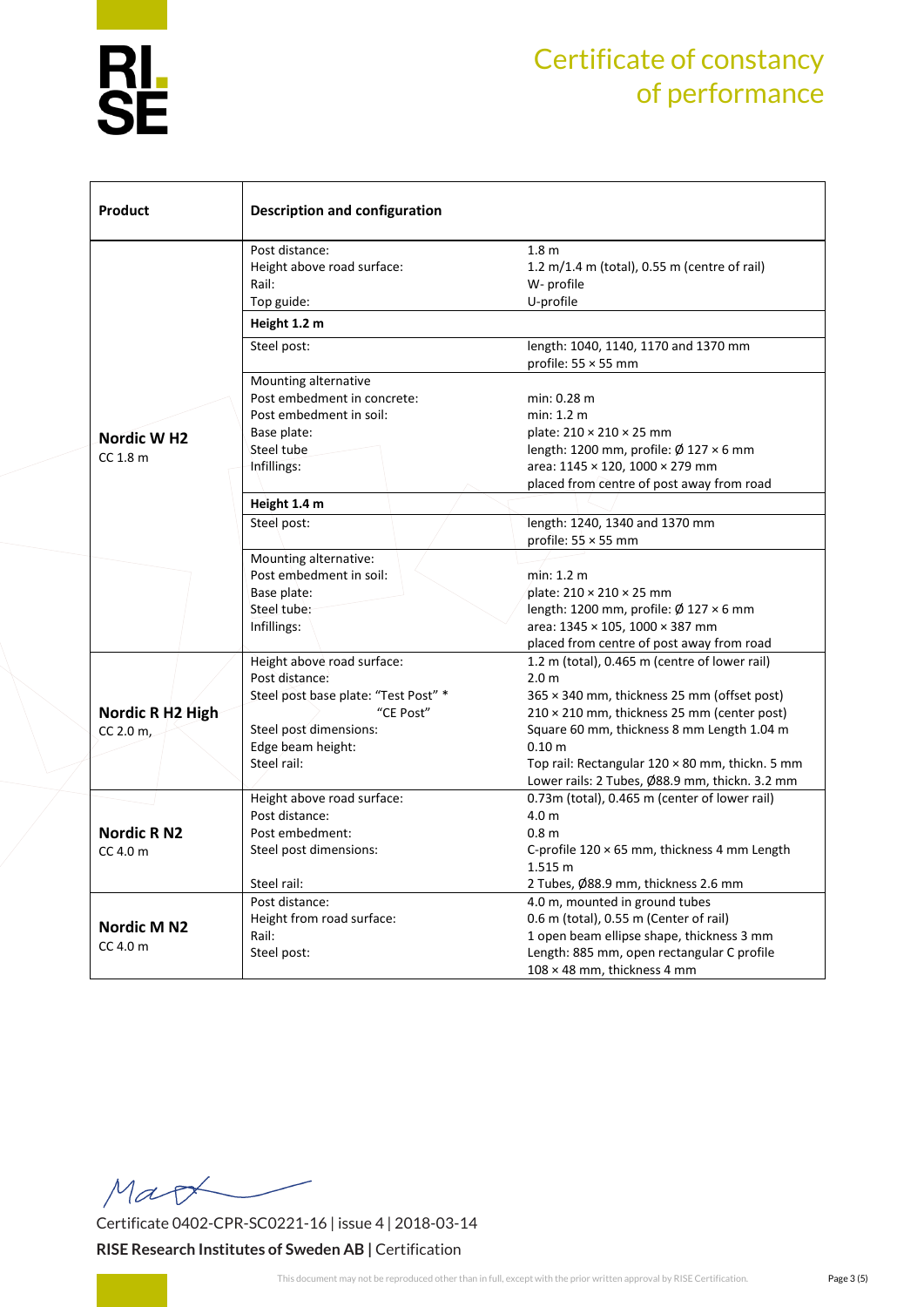# Certificate of constancy of performance

| Product | Description and configuration | |
|---|---|---|
| **Nordic W H2** CC 1.8 m | Post distance:<br>Height above road surface:<br>Rail:<br>Top guide: | 1.8 m<br>1.2 m/1.4 m (total), 0.55 m (centre of rail)<br>W- profile<br>U-profile |
| | **Height 1.2 m** | |
| | Steel post: | length: 1040, 1140, 1170 and 1370 mm<br>profile: 55 × 55 mm |
| | Mounting alternative<br>Post embedment in concrete:<br>Post embedment in soil:<br>Base plate:<br>Steel tube<br>Infillings: | <br>min: 0.28 m<br>min: 1.2 m<br>plate: 210 × 210 × 25 mm<br>length: 1200 mm, profile: Ø 127 × 6 mm<br>area: 1145 × 120, 1000 × 279 mm<br>placed from centre of post away from road |
| | **Height 1.4 m** | |
| | Steel post: | length: 1240, 1340 and 1370 mm<br>profile: 55 × 55 mm |
| | Mounting alternative:<br>Post embedment in soil:<br>Base plate:<br>Steel tube:<br>Infillings: | <br>min: 1.2 m<br>plate: 210 × 210 × 25 mm<br>length: 1200 mm, profile: Ø 127 × 6 mm<br>area: 1345 × 105, 1000 × 387 mm<br>placed from centre of post away from road |
| **Nordic R H2 High** CC 2.0 m, | Height above road surface:<br>Post distance:<br>Steel post base plate: "Test Post" *<br>"CE Post"<br>Steel post dimensions:<br>Edge beam height:<br>Steel rail: | 1.2 m (total), 0.465 m (centre of lower rail)<br>2.0 m<br>365 × 340 mm, thickness 25 mm (offset post)<br>210 × 210 mm, thickness 25 mm (center post)<br>Square 60 mm, thickness 8 mm Length 1.04 m<br>0.10 m<br>Top rail: Rectangular 120 × 80 mm, thickn. 5 mm<br>Lower rails: 2 Tubes, Ø88.9 mm, thickn. 3.2 mm |
| **Nordic R N2** CC 4.0 m | Height above road surface:<br>Post distance:<br>Post embedment:<br>Steel post dimensions:<br><br>Steel rail: | 0.73m (total), 0.465 m (center of lower rail)<br>4.0 m<br>0.8 m<br>C-profile 120 × 65 mm, thickness 4 mm Length 1.515 m<br>2 Tubes, Ø88.9 mm, thickness 2.6 mm |
| **Nordic M N2** CC 4.0 m | Post distance:<br>Height from road surface:<br>Rail:<br>Steel post: | 4.0 m, mounted in ground tubes<br>0.6 m (total), 0.55 m (Center of rail)<br>1 open beam ellipse shape, thickness 3 mm<br>Length: 885 mm, open rectangular C profile 108 × 48 mm, thickness 4 mm |

Certificate 0402-CPR-SC0221-16 | issue 4 | 2018-03-14

**RISE Research Institutes of Sweden AB |** Certification

This document may not be reproduced other than in full, except with the prior written approval by RISE Certification.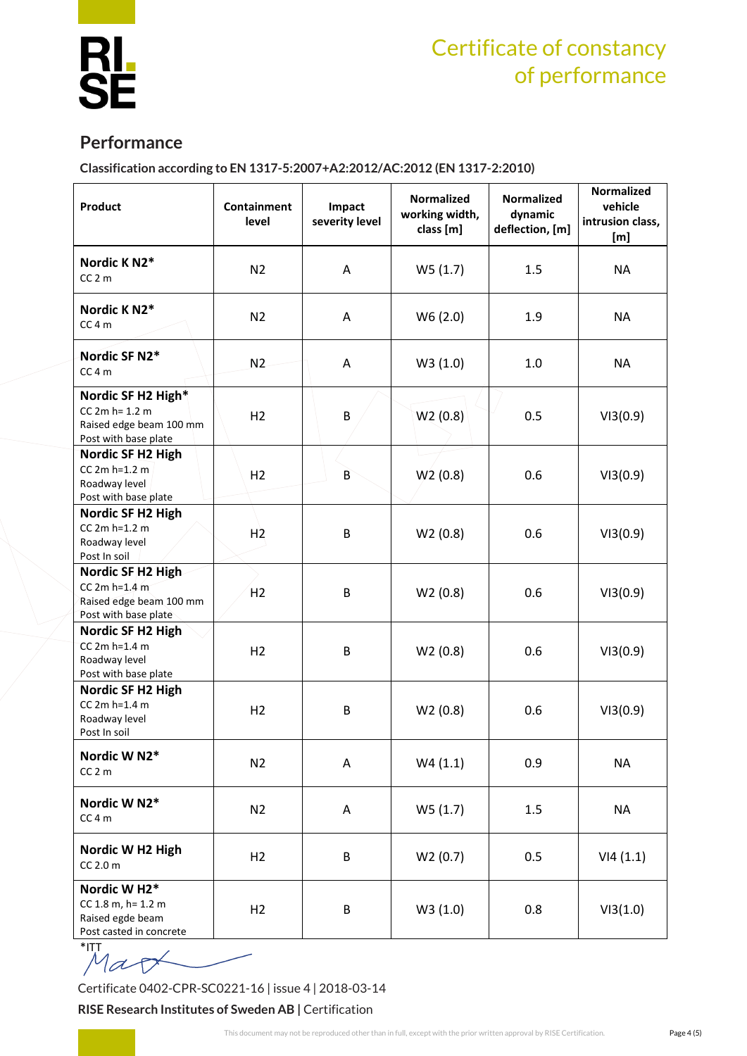## Performance

**Classification according to EN 1317-5:2007+A2:2012/AC:2012 (EN 1317-2:2010)**

| Product | Containment level | Impact severity level | Normalized working width, class [m] | Normalized dynamic deflection, [m] | Normalized vehicle intrusion class, [m] |
|---|---|---|---|---|---|
| **Nordic K N2*** CC 2 m | N2 | A | W5 (1.7) | 1.5 | NA |
| **Nordic K N2*** CC 4 m | N2 | A | W6 (2.0) | 1.9 | NA |
| **Nordic SF N2*** CC 4 m | N2 | A | W3 (1.0) | 1.0 | NA |
| **Nordic SF H2 High*** CC 2m h= 1.2 m Raised edge beam 100 mm Post with base plate | H2 | B | W2 (0.8) | 0.5 | VI3(0.9) |
| **Nordic SF H2 High** CC 2m h=1.2 m Roadway level Post with base plate | H2 | B | W2 (0.8) | 0.6 | VI3(0.9) |
| **Nordic SF H2 High** CC 2m h=1.2 m Roadway level Post In soil | H2 | B | W2 (0.8) | 0.6 | VI3(0.9) |
| **Nordic SF H2 High** CC 2m h=1.4 m Raised edge beam 100 mm Post with base plate | H2 | B | W2 (0.8) | 0.6 | VI3(0.9) |
| **Nordic SF H2 High** CC 2m h=1.4 m Roadway level Post with base plate | H2 | B | W2 (0.8) | 0.6 | VI3(0.9) |
| **Nordic SF H2 High** CC 2m h=1.4 m Roadway level Post In soil | H2 | B | W2 (0.8) | 0.6 | VI3(0.9) |
| **Nordic W N2*** CC 2 m | N2 | A | W4 (1.1) | 0.9 | NA |
| **Nordic W N2*** CC 4 m | N2 | A | W5 (1.7) | 1.5 | NA |
| **Nordic W H2 High** CC 2.0 m | H2 | B | W2 (0.7) | 0.5 | VI4 (1.1) |
| **Nordic W H2*** CC 1.8 m, h= 1.2 m Raised egde beam Post casted in concrete | H2 | B | W3 (1.0) | 0.8 | VI3(1.0) |

*ITT

Certificate 0402-CPR-SC0221-16 | issue 4 | 2018-03-14

**RISE Research Institutes of Sweden AB |** Certification

This document may not be reproduced other than in full, except with the prior written approval by RISE Certification.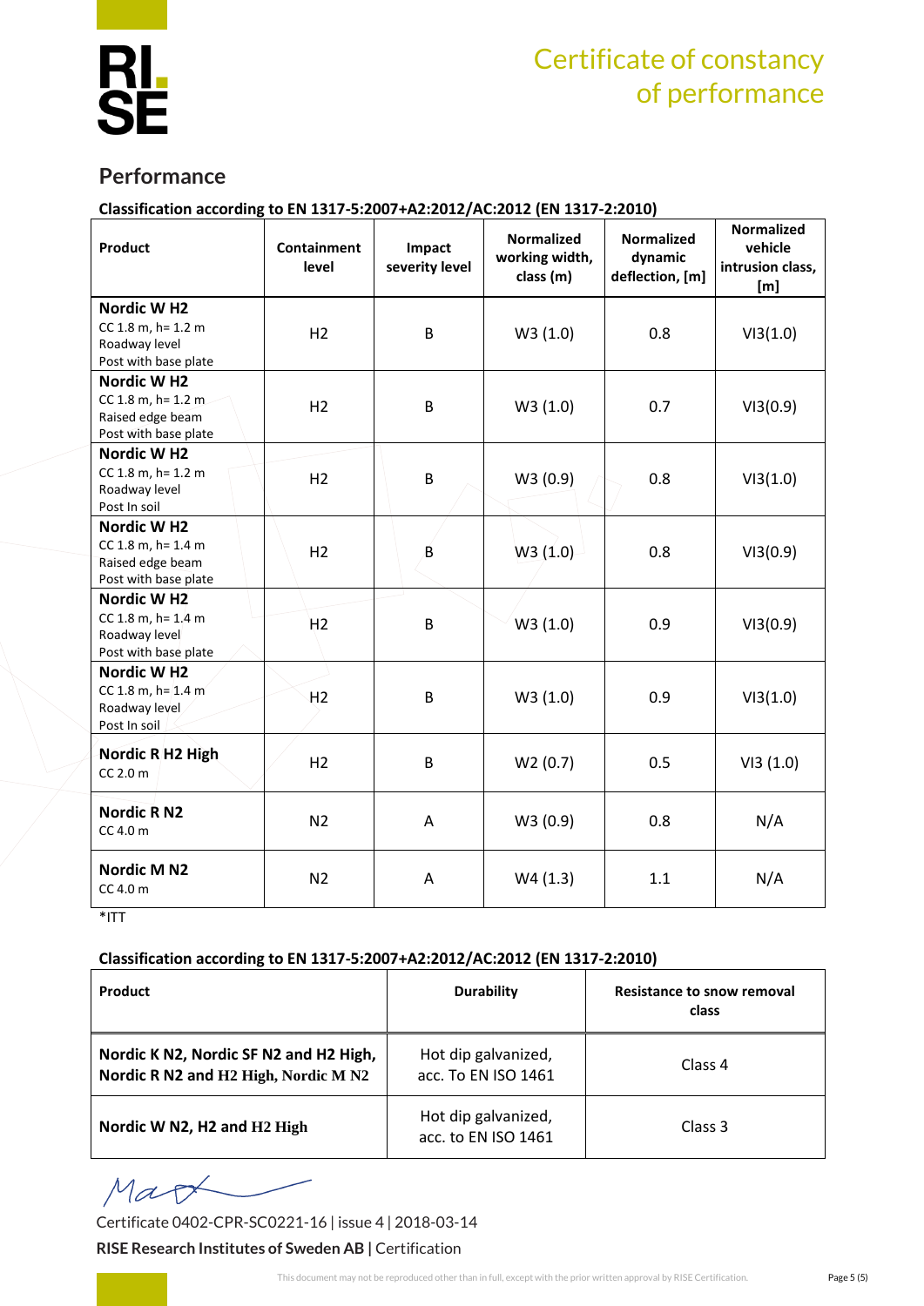# Certificate of constancy of performance

## Performance

**Classification according to EN 1317-5:2007+A2:2012/AC:2012 (EN 1317-2:2010)**

| Product | Containment level | Impact severity level | Normalized working width, class (m) | Normalized dynamic deflection, [m] | Normalized vehicle intrusion class, [m] |
|---|---|---|---|---|---|
| **Nordic W H2** CC 1.8 m, h= 1.2 m Roadway level Post with base plate | H2 | B | W3 (1.0) | 0.8 | VI3(1.0) |
| **Nordic W H2** CC 1.8 m, h= 1.2 m Raised edge beam Post with base plate | H2 | B | W3 (1.0) | 0.7 | VI3(0.9) |
| **Nordic W H2** CC 1.8 m, h= 1.2 m Roadway level Post In soil | H2 | B | W3 (0.9) | 0.8 | VI3(1.0) |
| **Nordic W H2** CC 1.8 m, h= 1.4 m Raised edge beam Post with base plate | H2 | B | W3 (1.0) | 0.8 | VI3(0.9) |
| **Nordic W H2** CC 1.8 m, h= 1.4 m Roadway level Post with base plate | H2 | B | W3 (1.0) | 0.9 | VI3(0.9) |
| **Nordic W H2** CC 1.8 m, h= 1.4 m Roadway level Post In soil | H2 | B | W3 (1.0) | 0.9 | VI3(1.0) |
| **Nordic R H2 High** CC 2.0 m | H2 | B | W2 (0.7) | 0.5 | VI3 (1.0) |
| **Nordic R N2** CC 4.0 m | N2 | A | W3 (0.9) | 0.8 | N/A |
| **Nordic M N2** CC 4.0 m | N2 | A | W4 (1.3) | 1.1 | N/A |

*ITT

**Classification according to EN 1317-5:2007+A2:2012/AC:2012 (EN 1317-2:2010)**

| Product | Durability | Resistance to snow removal class |
|---|---|---|
| **Nordic K N2, Nordic SF N2 and H2 High, Nordic R N2 and H2 High, Nordic M N2** | Hot dip galvanized, acc. To EN ISO 1461 | Class 4 |
| **Nordic W N2, H2 and H2 High** | Hot dip galvanized, acc. to EN ISO 1461 | Class 3 |

Certificate 0402-CPR-SC0221-16 | issue 4 | 2018-03-14

**RISE Research Institutes of Sweden AB |** Certification

This document may not be reproduced other than in full, except with the prior written approval by RISE Certification.